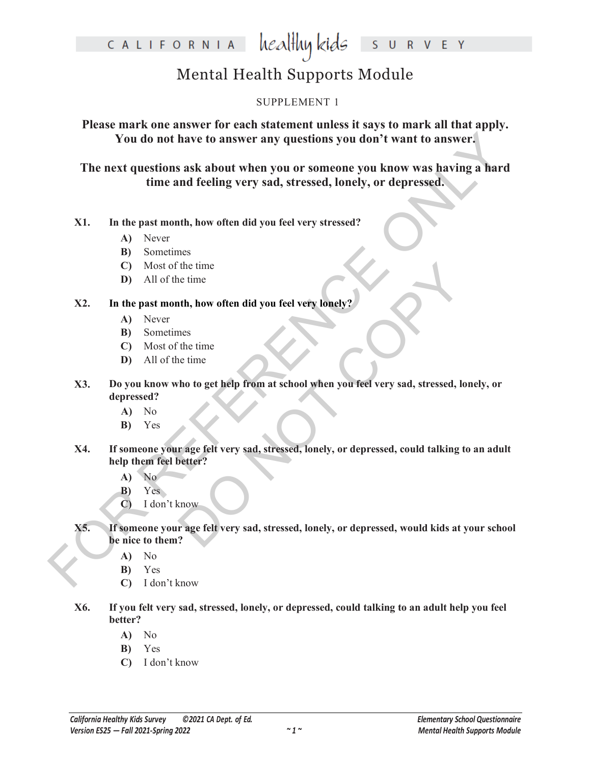# Mental Health Supports Module

SUPPLEMENT 1

**Please mark one answer for each statement unless it says to mark all that apply. You do not have to answer any questions you don't want to answer.**

**The next questions ask about when you or someone you know was having a hard time and feeling very sad, stressed, lonely, or depressed.**

**X1. In the past month, how often did you feel very stressed?**

- **A)** Never
- **B)** Sometimes
- **C)** Most of the time
- **D)** All of the time

**X2. In the past month, how often did you feel very lonely?**

- **A)** Never
- **B)** Sometimes
- **C)** Most of the time
- **D)** All of the time

**X3. Do you know who to get help from at school when you feel very sad, stressed, lonely, or depressed?**

- **A)** No
- **B)** Yes

**X4. If someone your age felt very sad, stressed, lonely, or depressed, could talking to an adult help them feel better?**

- **A)** No
- **B)** Yes
- **C)** I don't know

**X5. If someone your age felt very sad, stressed, lonely, or depressed, would kids at your school be nice to them?**

- **A)** No
- **B)** Yes
- **C)** I don't know

**X6. If you felt very sad, stressed, lonely, or depressed, could talking to an adult help you feel better?**

- **A)** No
- **B)** Yes
- **C)** I don't know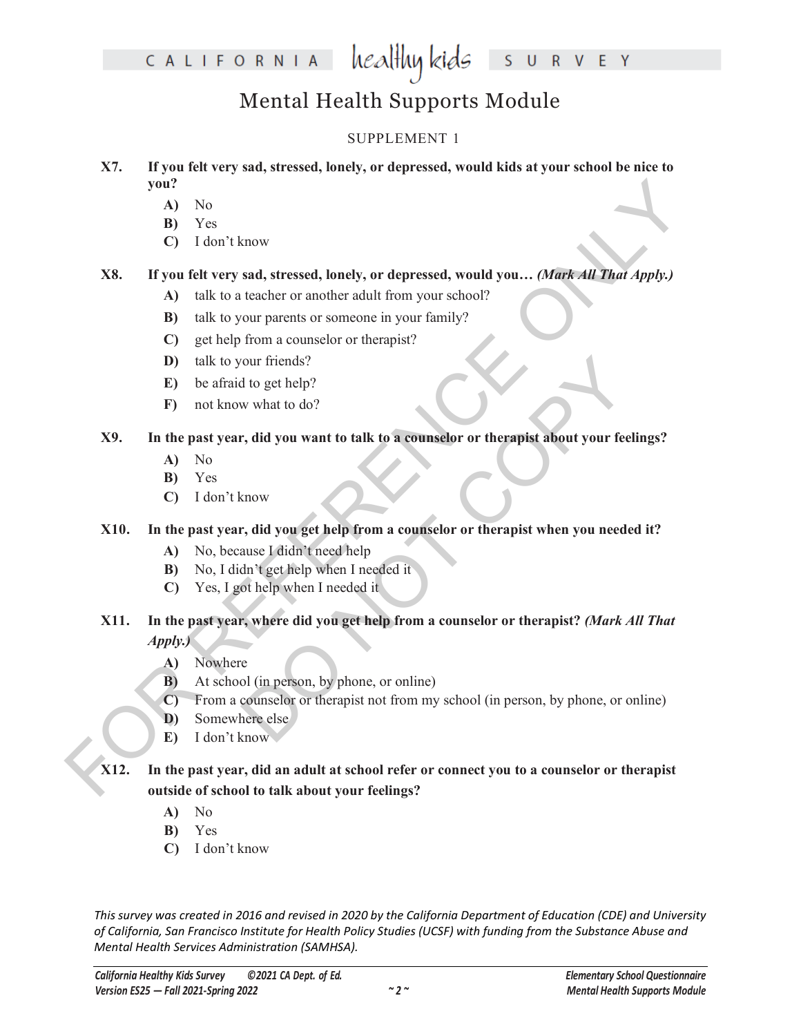# Mental Health Supports Module

SUPPLEMENT 1

**X7. If you felt very sad, stressed, lonely, or depressed, would kids at your school be nice to you?**

- **A)** No
- **B)** Yes
- **C)** I don't know

**X8. If you felt very sad, stressed, lonely, or depressed, would you…** ***(Mark All That Apply.)***

- **A)** talk to a teacher or another adult from your school?
- **B)** talk to your parents or someone in your family?
- **C)** get help from a counselor or therapist?
- **D)** talk to your friends?
- **E)** be afraid to get help?
- **F)** not know what to do?

**X9. In the past year, did you want to talk to a counselor or therapist about your feelings?**

- **A)** No
- **B)** Yes
- **C)** I don't know

**X10. In the past year, did you get help from a counselor or therapist when you needed it?**

- **A)** No, because I didn't need help
- **B)** No, I didn't get help when I needed it
- **C)** Yes, I got help when I needed it

**X11. In the past year, where did you get help from a counselor or therapist?** ***(Mark All That Apply.)***

- **A)** Nowhere
- **B)** At school (in person, by phone, or online)
- **C)** From a counselor or therapist not from my school (in person, by phone, or online)
- **D)** Somewhere else
- **E)** I don't know

**X12. In the past year, did an adult at school refer or connect you to a counselor or therapist outside of school to talk about your feelings?**

- **A)** No
- **B)** Yes
- **C)** I don't know

*This survey was created in 2016 and revised in 2020 by the California Department of Education (CDE) and University of California, San Francisco Institute for Health Policy Studies (UCSF) with funding from the Substance Abuse and Mental Health Services Administration (SAMHSA).*